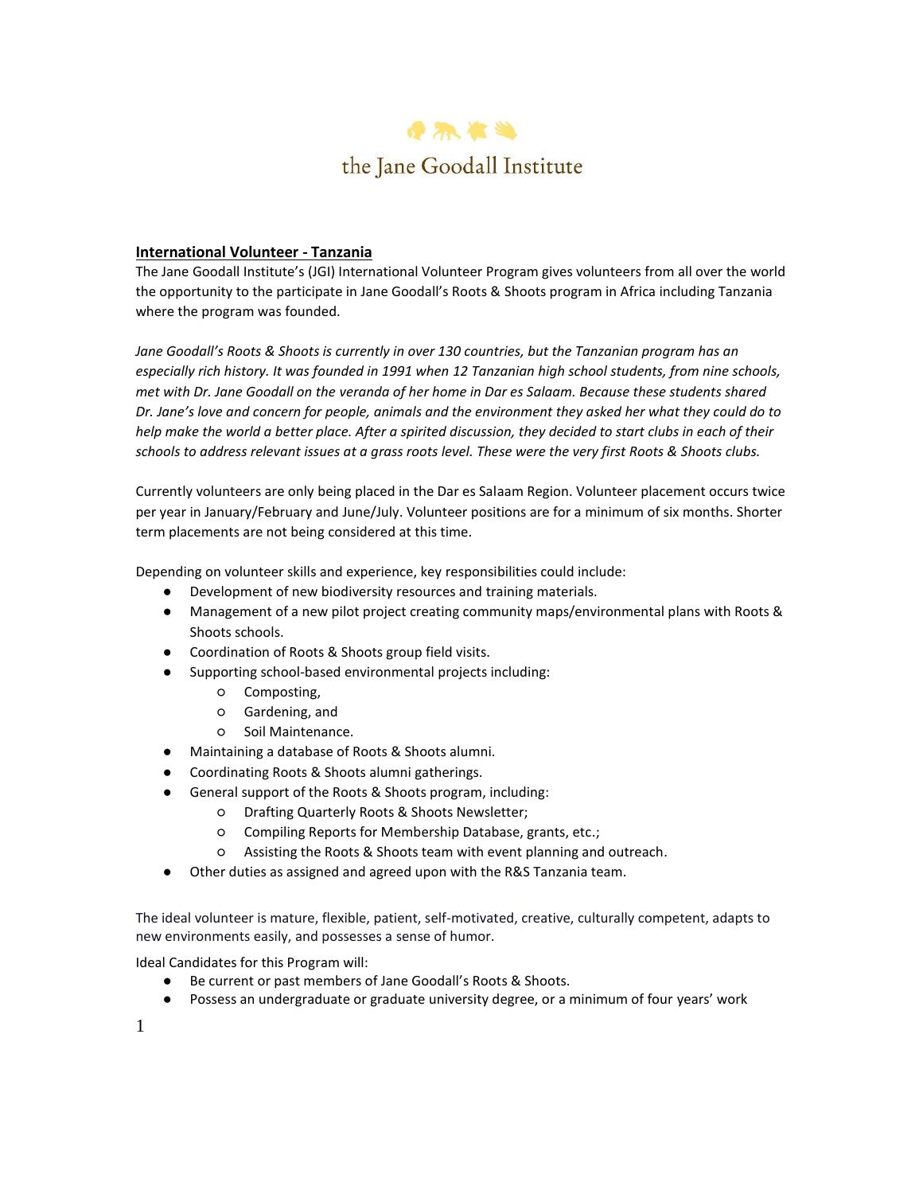the Jane Goodall Institute

**International Volunteer - Tanzania**

The Jane Goodall Institute's (JGI) International Volunteer Program gives volunteers from all over the world the opportunity to the participate in Jane Goodall's Roots & Shoots program in Africa including Tanzania where the program was founded.

*Jane Goodall's Roots & Shoots is currently in over 130 countries, but the Tanzanian program has an especially rich history. It was founded in 1991 when 12 Tanzanian high school students, from nine schools, met with Dr. Jane Goodall on the veranda of her home in Dar es Salaam. Because these students shared Dr. Jane's love and concern for people, animals and the environment they asked her what they could do to help make the world a better place. After a spirited discussion, they decided to start clubs in each of their schools to address relevant issues at a grass roots level. These were the very first Roots & Shoots clubs.*

Currently volunteers are only being placed in the Dar es Salaam Region. Volunteer placement occurs twice per year in January/February and June/July. Volunteer positions are for a minimum of six months. Shorter term placements are not being considered at this time.

Depending on volunteer skills and experience, key responsibilities could include:

- Development of new biodiversity resources and training materials.
- Management of a new pilot project creating community maps/environmental plans with Roots & Shoots schools.
- Coordination of Roots & Shoots group field visits.
- Supporting school-based environmental projects including:
  - Composting,
  - Gardening, and
  - Soil Maintenance.
- Maintaining a database of Roots & Shoots alumni.
- Coordinating Roots & Shoots alumni gatherings.
- General support of the Roots & Shoots program, including:
  - Drafting Quarterly Roots & Shoots Newsletter;
  - Compiling Reports for Membership Database, grants, etc.;
  - Assisting the Roots & Shoots team with event planning and outreach.
- Other duties as assigned and agreed upon with the R&S Tanzania team.

The ideal volunteer is mature, flexible, patient, self-motivated, creative, culturally competent, adapts to new environments easily, and possesses a sense of humor.

Ideal Candidates for this Program will:

- Be current or past members of Jane Goodall's Roots & Shoots.
- Possess an undergraduate or graduate university degree, or a minimum of four years' work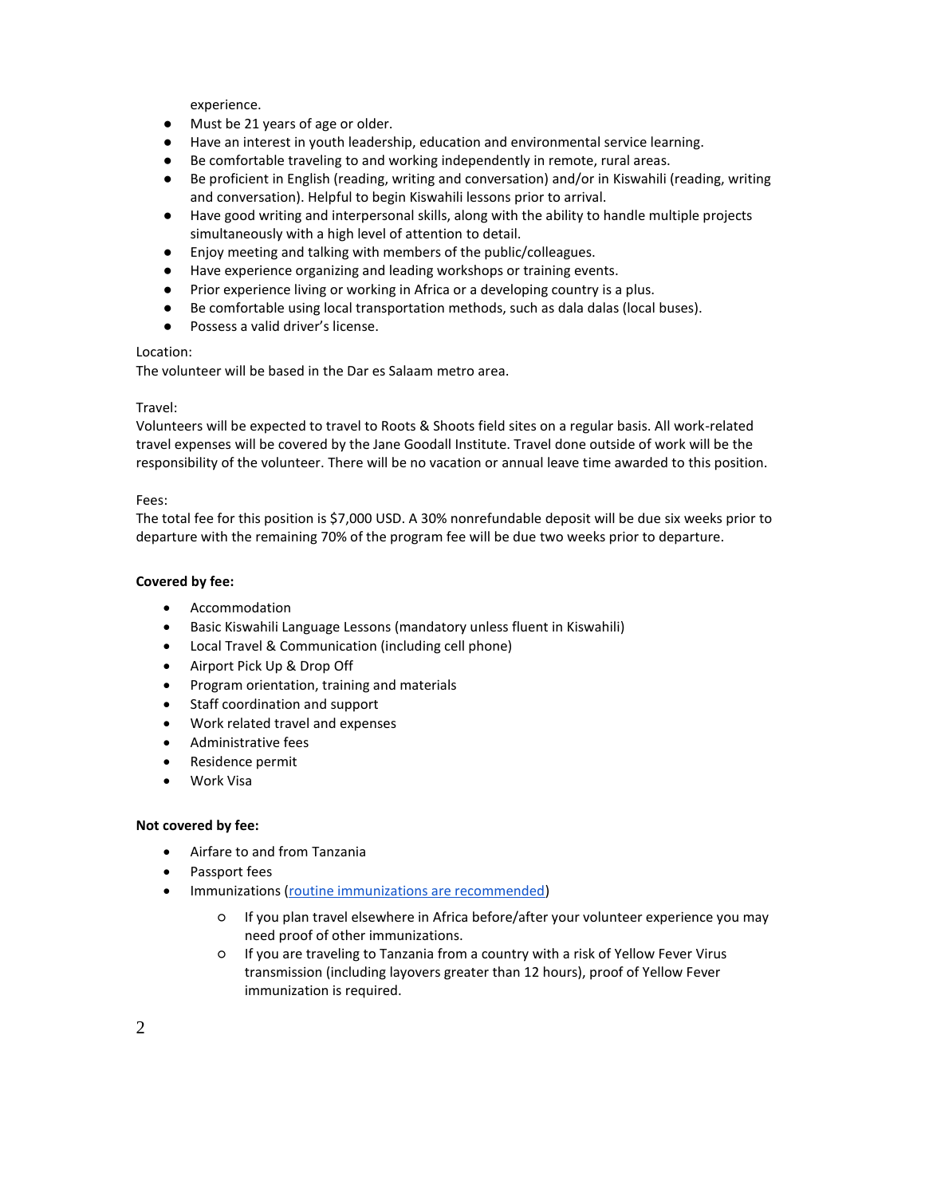experience.

- Must be 21 years of age or older.
- Have an interest in youth leadership, education and environmental service learning.
- Be comfortable traveling to and working independently in remote, rural areas.
- Be proficient in English (reading, writing and conversation) and/or in Kiswahili (reading, writing and conversation). Helpful to begin Kiswahili lessons prior to arrival.
- Have good writing and interpersonal skills, along with the ability to handle multiple projects simultaneously with a high level of attention to detail.
- Enjoy meeting and talking with members of the public/colleagues.
- Have experience organizing and leading workshops or training events.
- Prior experience living or working in Africa or a developing country is a plus.
- Be comfortable using local transportation methods, such as dala dalas (local buses).
- Possess a valid driver's license.

Location:
The volunteer will be based in the Dar es Salaam metro area.

Travel:
Volunteers will be expected to travel to Roots & Shoots field sites on a regular basis. All work-related travel expenses will be covered by the Jane Goodall Institute. Travel done outside of work will be the responsibility of the volunteer. There will be no vacation or annual leave time awarded to this position.

Fees:
The total fee for this position is $7,000 USD. A 30% nonrefundable deposit will be due six weeks prior to departure with the remaining 70% of the program fee will be due two weeks prior to departure.

**Covered by fee:**

- Accommodation
- Basic Kiswahili Language Lessons (mandatory unless fluent in Kiswahili)
- Local Travel & Communication (including cell phone)
- Airport Pick Up & Drop Off
- Program orientation, training and materials
- Staff coordination and support
- Work related travel and expenses
- Administrative fees
- Residence permit
- Work Visa

**Not covered by fee:**

- Airfare to and from Tanzania
- Passport fees
- Immunizations (routine immunizations are recommended)
    - If you plan travel elsewhere in Africa before/after your volunteer experience you may need proof of other immunizations.
    - If you are traveling to Tanzania from a country with a risk of Yellow Fever Virus transmission (including layovers greater than 12 hours), proof of Yellow Fever immunization is required.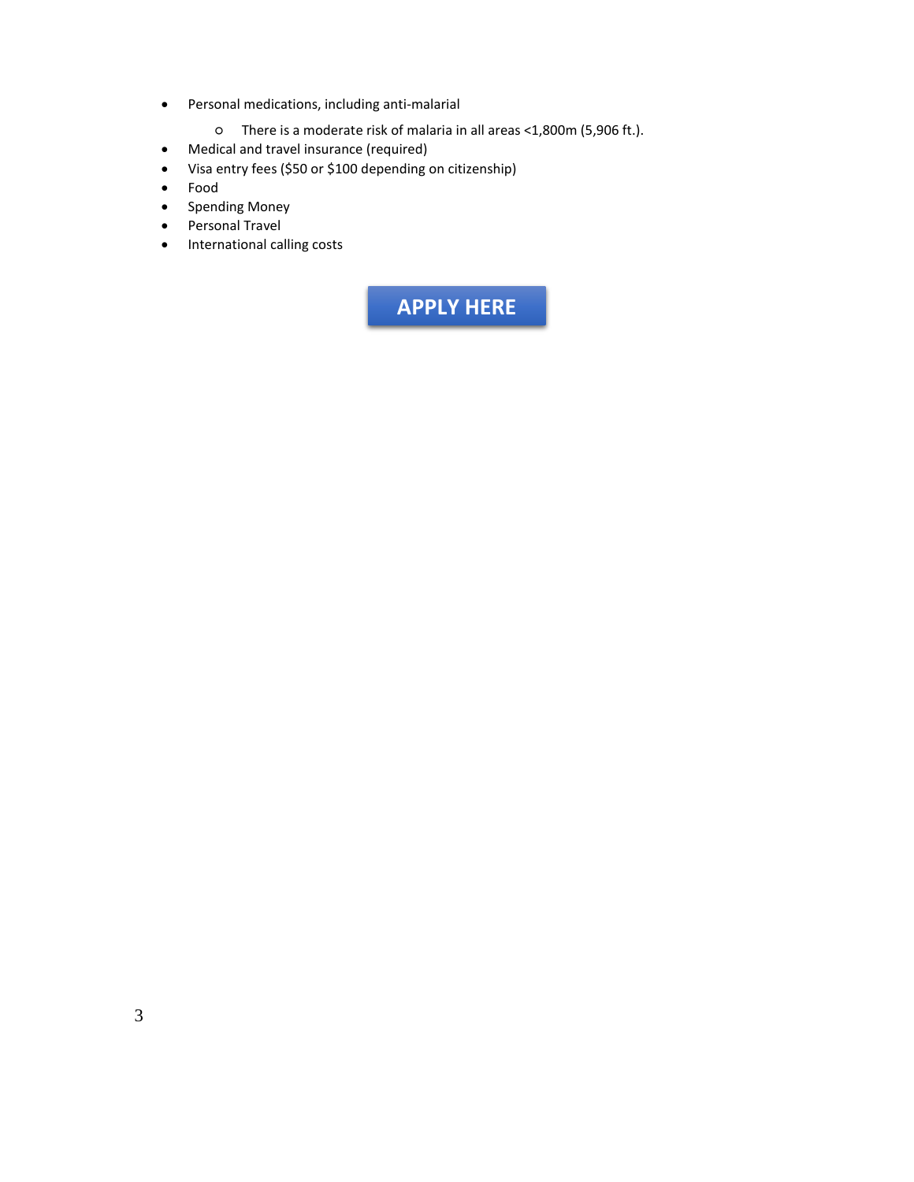- Personal medications, including anti-malarial
  - There is a moderate risk of malaria in all areas <1,800m (5,906 ft.).
- Medical and travel insurance (required)
- Visa entry fees ($50 or $100 depending on citizenship)
- Food
- Spending Money
- Personal Travel
- International calling costs

**APPLY HERE**